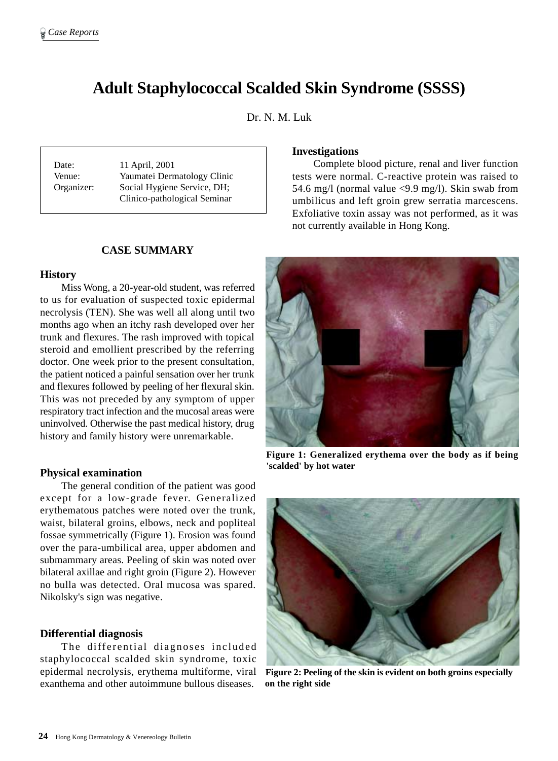# Adult Staphylococcal Scalded Skin Syndrome (SSSS)

Dr. N. M. Luk

| | |
|---|---|
| Date: | 11 April, 2001 |
| Venue: | Yaumatei Dermatology Clinic |
| Organizer: | Social Hygiene Service, DH; Clinico-pathological Seminar |

## CASE SUMMARY

### History

Miss Wong, a 20-year-old student, was referred to us for evaluation of suspected toxic epidermal necrolysis (TEN). She was well all along until two months ago when an itchy rash developed over her trunk and flexures. The rash improved with topical steroid and emollient prescribed by the referring doctor. One week prior to the present consultation, the patient noticed a painful sensation over her trunk and flexures followed by peeling of her flexural skin. This was not preceded by any symptom of upper respiratory tract infection and the mucosal areas were uninvolved. Otherwise the past medical history, drug history and family history were unremarkable.

### Physical examination

The general condition of the patient was good except for a low-grade fever. Generalized erythematous patches were noted over the trunk, waist, bilateral groins, elbows, neck and popliteal fossae symmetrically (Figure 1). Erosion was found over the para-umbilical area, upper abdomen and submammary areas. Peeling of skin was noted over bilateral axillae and right groin (Figure 2). However no bulla was detected. Oral mucosa was spared. Nikolsky's sign was negative.

### Differential diagnosis

The differential diagnoses included staphylococcal scalded skin syndrome, toxic epidermal necrolysis, erythema multiforme, viral exanthema and other autoimmune bullous diseases.

### Investigations

Complete blood picture, renal and liver function tests were normal. C-reactive protein was raised to 54.6 mg/l (normal value <9.9 mg/l). Skin swab from umbilicus and left groin grew serratia marcescens. Exfoliative toxin assay was not performed, as it was not currently available in Hong Kong.

**Figure 1: Generalized erythema over the body as if being 'scalded' by hot water**

**Figure 2: Peeling of the skin is evident on both groins especially on the right side**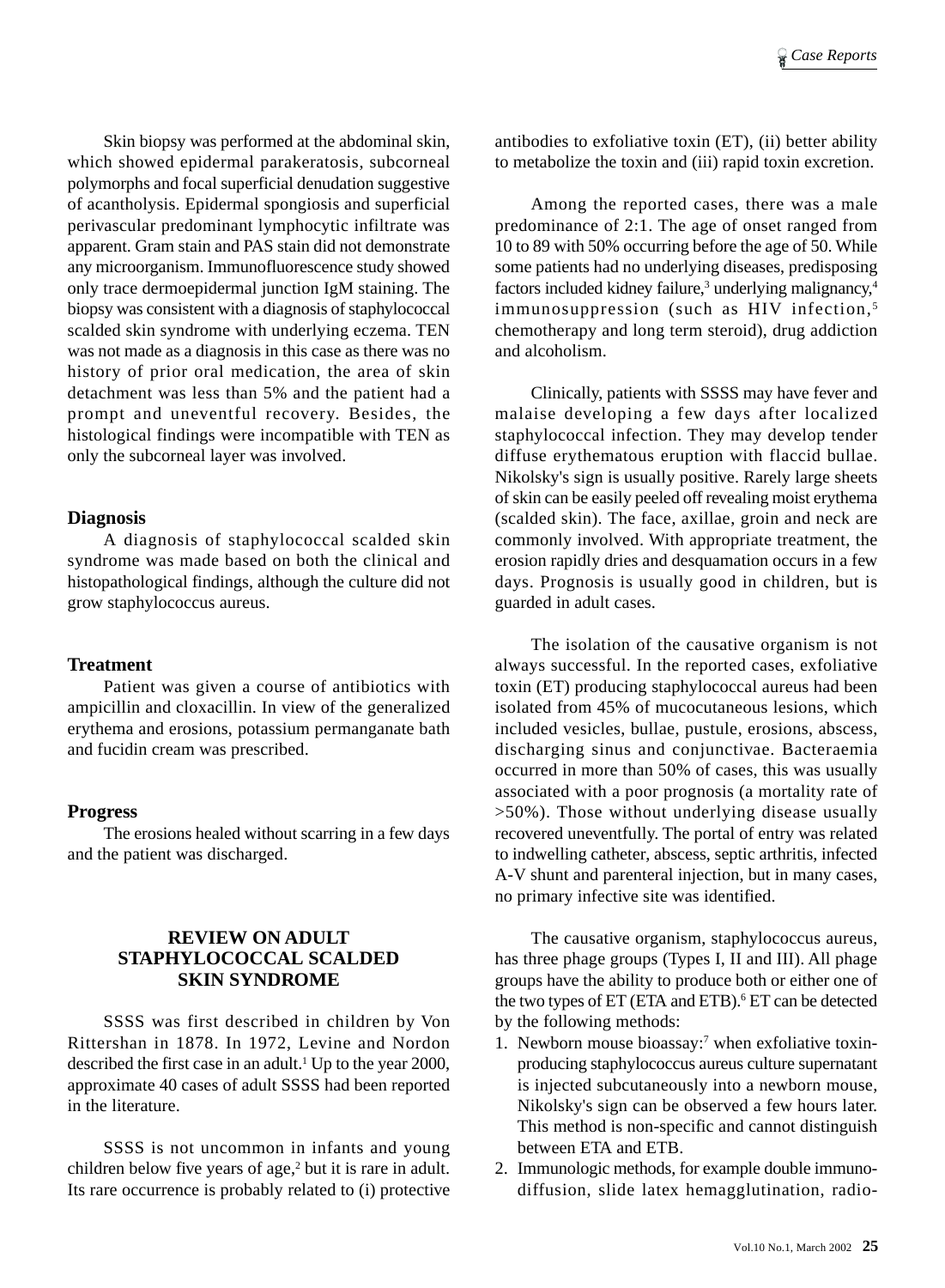Skin biopsy was performed at the abdominal skin, which showed epidermal parakeratosis, subcorneal polymorphs and focal superficial denudation suggestive of acantholysis. Epidermal spongiosis and superficial perivascular predominant lymphocytic infiltrate was apparent. Gram stain and PAS stain did not demonstrate any microorganism. Immunofluorescence study showed only trace dermoepidermal junction IgM staining. The biopsy was consistent with a diagnosis of staphylococcal scalded skin syndrome with underlying eczema. TEN was not made as a diagnosis in this case as there was no history of prior oral medication, the area of skin detachment was less than 5% and the patient had a prompt and uneventful recovery. Besides, the histological findings were incompatible with TEN as only the subcorneal layer was involved.

### Diagnosis

A diagnosis of staphylococcal scalded skin syndrome was made based on both the clinical and histopathological findings, although the culture did not grow staphylococcus aureus.

### Treatment

Patient was given a course of antibiotics with ampicillin and cloxacillin. In view of the generalized erythema and erosions, potassium permanganate bath and fucidin cream was prescribed.

### Progress

The erosions healed without scarring in a few days and the patient was discharged.

## REVIEW ON ADULT STAPHYLOCOCCAL SCALDED SKIN SYNDROME

SSSS was first described in children by Von Rittershan in 1878. In 1972, Levine and Nordon described the first case in an adult.[1] Up to the year 2000, approximate 40 cases of adult SSSS had been reported in the literature.

SSSS is not uncommon in infants and young children below five years of age,[2] but it is rare in adult. Its rare occurrence is probably related to (i) protective antibodies to exfoliative toxin (ET), (ii) better ability to metabolize the toxin and (iii) rapid toxin excretion.

Among the reported cases, there was a male predominance of 2:1. The age of onset ranged from 10 to 89 with 50% occurring before the age of 50. While some patients had no underlying diseases, predisposing factors included kidney failure,[3] underlying malignancy,[4] immunosuppression (such as HIV infection,[5] chemotherapy and long term steroid), drug addiction and alcoholism.

Clinically, patients with SSSS may have fever and malaise developing a few days after localized staphylococcal infection. They may develop tender diffuse erythematous eruption with flaccid bullae. Nikolsky's sign is usually positive. Rarely large sheets of skin can be easily peeled off revealing moist erythema (scalded skin). The face, axillae, groin and neck are commonly involved. With appropriate treatment, the erosion rapidly dries and desquamation occurs in a few days. Prognosis is usually good in children, but is guarded in adult cases.

The isolation of the causative organism is not always successful. In the reported cases, exfoliative toxin (ET) producing staphylococcal aureus had been isolated from 45% of mucocutaneous lesions, which included vesicles, bullae, pustule, erosions, abscess, discharging sinus and conjunctivae. Bacteraemia occurred in more than 50% of cases, this was usually associated with a poor prognosis (a mortality rate of >50%). Those without underlying disease usually recovered uneventfully. The portal of entry was related to indwelling catheter, abscess, septic arthritis, infected A-V shunt and parenteral injection, but in many cases, no primary infective site was identified.

The causative organism, staphylococcus aureus, has three phage groups (Types I, II and III). All phage groups have the ability to produce both or either one of the two types of ET (ETA and ETB).[6] ET can be detected by the following methods:

1. Newborn mouse bioassay:[7] when exfoliative toxin-producing staphylococcus aureus culture supernatant is injected subcutaneously into a newborn mouse, Nikolsky's sign can be observed a few hours later. This method is non-specific and cannot distinguish between ETA and ETB.
2. Immunologic methods, for example double immuno-diffusion, slide latex hemagglutination, radio-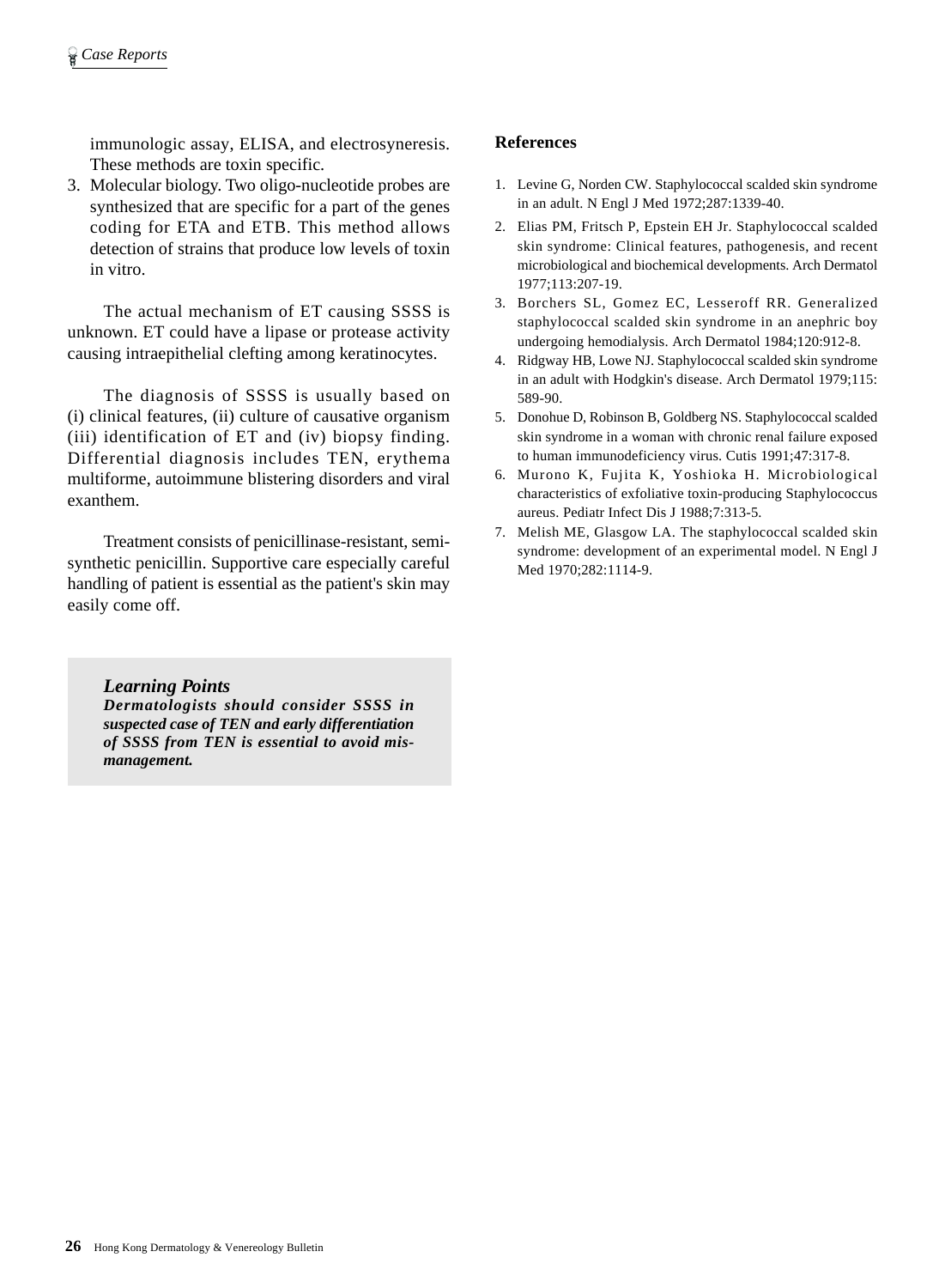immunologic assay, ELISA, and electrosyneresis. These methods are toxin specific.

3. Molecular biology. Two oligo-nucleotide probes are synthesized that are specific for a part of the genes coding for ETA and ETB. This method allows detection of strains that produce low levels of toxin in vitro.

The actual mechanism of ET causing SSSS is unknown. ET could have a lipase or protease activity causing intraepithelial clefting among keratinocytes.

The diagnosis of SSSS is usually based on (i) clinical features, (ii) culture of causative organism (iii) identification of ET and (iv) biopsy finding. Differential diagnosis includes TEN, erythema multiforme, autoimmune blistering disorders and viral exanthem.

Treatment consists of penicillinase-resistant, semi-synthetic penicillin. Supportive care especially careful handling of patient is essential as the patient's skin may easily come off.

> ***Learning Points***
>
> ***Dermatologists should consider SSSS in suspected case of TEN and early differentiation of SSSS from TEN is essential to avoid mis-management.***

## References

1. Levine G, Norden CW. Staphylococcal scalded skin syndrome in an adult. N Engl J Med 1972;287:1339-40.
2. Elias PM, Fritsch P, Epstein EH Jr. Staphylococcal scalded skin syndrome: Clinical features, pathogenesis, and recent microbiological and biochemical developments. Arch Dermatol 1977;113:207-19.
3. Borchers SL, Gomez EC, Lesseroff RR. Generalized staphylococcal scalded skin syndrome in an anephric boy undergoing hemodialysis. Arch Dermatol 1984;120:912-8.
4. Ridgway HB, Lowe NJ. Staphylococcal scalded skin syndrome in an adult with Hodgkin's disease. Arch Dermatol 1979;115: 589-90.
5. Donohue D, Robinson B, Goldberg NS. Staphylococcal scalded skin syndrome in a woman with chronic renal failure exposed to human immunodeficiency virus. Cutis 1991;47:317-8.
6. Murono K, Fujita K, Yoshioka H. Microbiological characteristics of exfoliative toxin-producing Staphylococcus aureus. Pediatr Infect Dis J 1988;7:313-5.
7. Melish ME, Glasgow LA. The staphylococcal scalded skin syndrome: development of an experimental model. N Engl J Med 1970;282:1114-9.